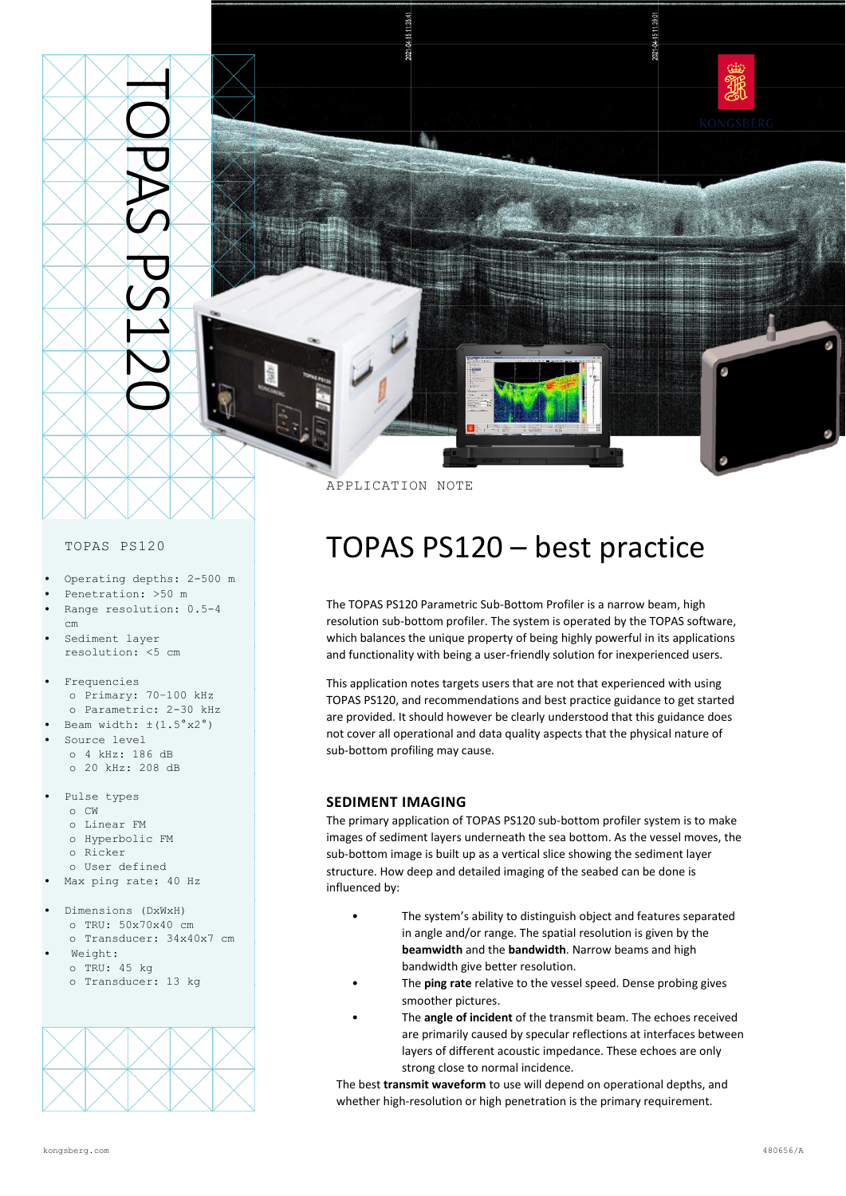# TOPAS PS120

APPLICATION NOTE

## TOPAS PS120 – best practice

The TOPAS PS120 Parametric Sub-Bottom Profiler is a narrow beam, high resolution sub-bottom profiler. The system is operated by the TOPAS software, which balances the unique property of being highly powerful in its applications and functionality with being a user-friendly solution for inexperienced users.

This application notes targets users that are not that experienced with using TOPAS PS120, and recommendations and best practice guidance to get started are provided. It should however be clearly understood that this guidance does not cover all operational and data quality aspects that the physical nature of sub-bottom profiling may cause.

### SEDIMENT IMAGING

The primary application of TOPAS PS120 sub-bottom profiler system is to make images of sediment layers underneath the sea bottom. As the vessel moves, the sub-bottom image is built up as a vertical slice showing the sediment layer structure. How deep and detailed imaging of the seabed can be done is influenced by:

- The system's ability to distinguish object and features separated in angle and/or range. The spatial resolution is given by the **beamwidth** and the **bandwidth**. Narrow beams and high bandwidth give better resolution.
- The **ping rate** relative to the vessel speed. Dense probing gives smoother pictures.
- The **angle of incident** of the transmit beam. The echoes received are primarily caused by specular reflections at interfaces between layers of different acoustic impedance. These echoes are only strong close to normal incidence.

The best **transmit waveform** to use will depend on operational depths, and whether high-resolution or high penetration is the primary requirement.

TOPAS PS120

- Operating depths: 2-500 m
- Penetration: >50 m
- Range resolution: 0.5-4 cm
- Sediment layer resolution: <5 cm
- Frequencies
  - Primary: 70-100 kHz
  - Parametric: 2-30 kHz
- Beam width: ±(1.5°x2°)
- Source level
  - 4 kHz: 186 dB
  - 20 kHz: 208 dB
- Pulse types
  - CW
  - Linear FM
  - Hyperbolic FM
  - Ricker
  - User defined
- Max ping rate: 40 Hz
- Dimensions (DxWxH)
  - TRU: 50x70x40 cm
  - Transducer: 34x40x7 cm
- Weight:
  - TRU: 45 kg
  - Transducer: 13 kg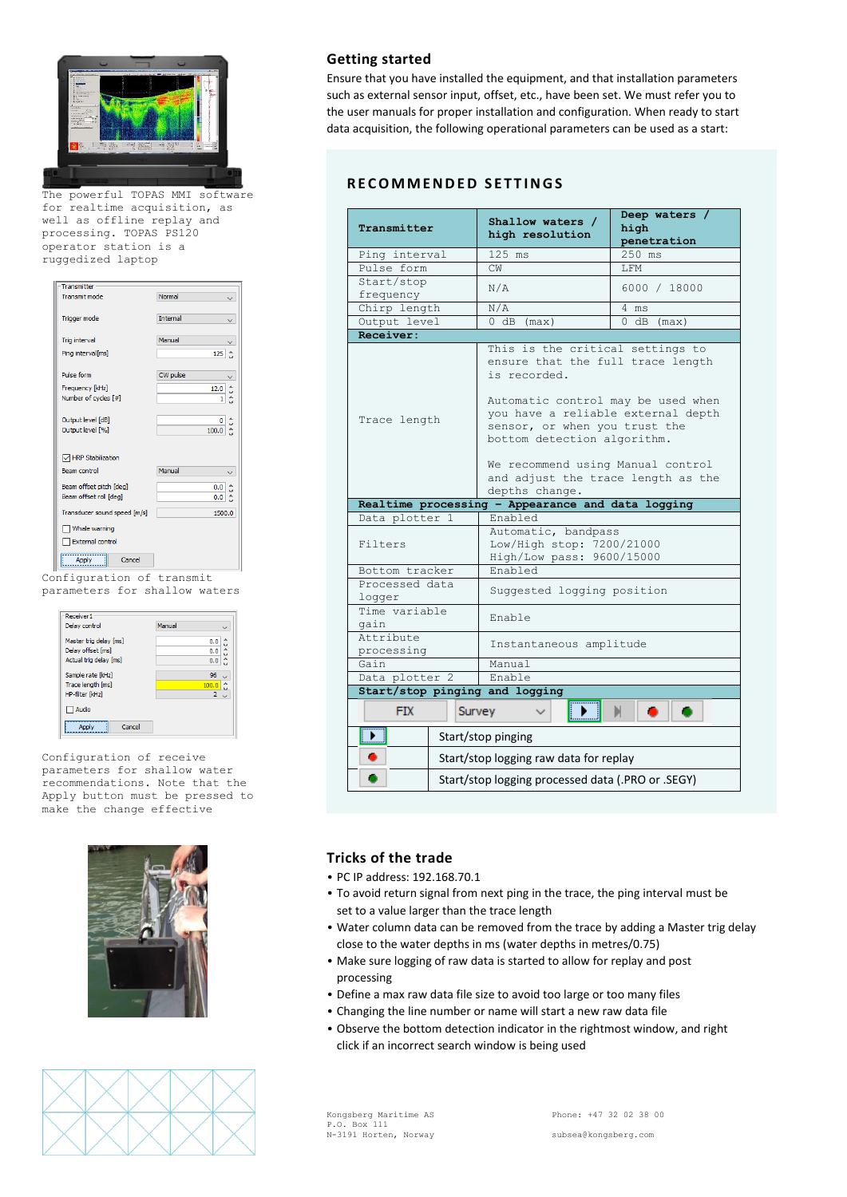The powerful TOPAS MMI software for realtime acquisition, as well as offline replay and processing. TOPAS PS120 operator station is a ruggedized laptop

Configuration of transmit parameters for shallow waters

Configuration of receive parameters for shallow water recommendations. Note that the Apply button must be pressed to make the change effective

## Getting started

Ensure that you have installed the equipment, and that installation parameters such as external sensor input, offset, etc., have been set. We must refer you to the user manuals for proper installation and configuration. When ready to start data acquisition, the following operational parameters can be used as a start:

### RECOMMENDED SETTINGS

| Transmitter | Shallow waters / high resolution | Deep waters / high penetration |
|---|---|---|
| Ping interval | 125 ms | 250 ms |
| Pulse form | CW | LFM |
| Start/stop frequency | N/A | 6000 / 18000 |
| Chirp length | N/A | 4 ms |
| Output level | 0 dB (max) | 0 dB (max) |
| **Receiver:** | | |
| Trace length | This is the critical settings to ensure that the full trace length is recorded. Automatic control may be used when you have a reliable external depth sensor, or when you trust the bottom detection algorithm. We recommend using Manual control and adjust the trace length as the depths change. | |
| **Realtime processing – Appearance and data logging** | | |
| Data plotter 1 | Enabled | |
| Filters | Automatic, bandpass Low/High stop: 7200/21000 High/Low pass: 9600/15000 | |
| Bottom tracker | Enabled | |
| Processed data logger | Suggested logging position | |
| Time variable gain | Enable | |
| Attribute processing | Instantaneous amplitude | |
| Gain | Manual | |
| Data plotter 2 | Enable | |
| **Start/stop pinging and logging** | | |
| FIX | Survey | |
| (play button) | Start/stop pinging | |
| (red button) | Start/stop logging raw data for replay | |
| (green button) | Start/stop logging processed data (.PRO or .SEGY) | |

## Tricks of the trade

- PC IP address: 192.168.70.1
- To avoid return signal from next ping in the trace, the ping interval must be set to a value larger than the trace length
- Water column data can be removed from the trace by adding a Master trig delay close to the water depths in ms (water depths in metres/0.75)
- Make sure logging of raw data is started to allow for replay and post processing
- Define a max raw data file size to avoid too large or too many files
- Changing the line number or name will start a new raw data file
- Observe the bottom detection indicator in the rightmost window, and right click if an incorrect search window is being used

Kongsberg Maritime AS
P.O. Box 111
N-3191 Horten, Norway

Phone: +47 32 02 38 00

subsea@kongsberg.com